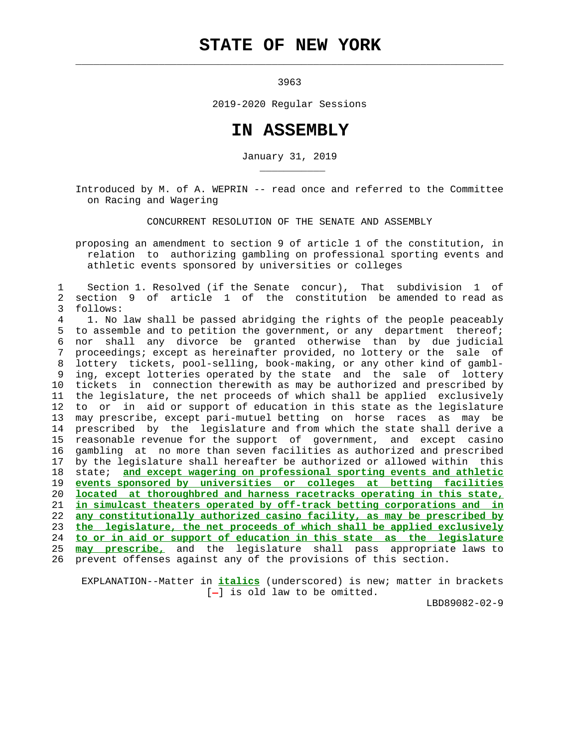# STATE OF NEW YORK

3963

2019-2020 Regular Sessions

# IN ASSEMBLY

January 31, 2019

Introduced by M. of A. WEPRIN -- read once and referred to the Committee on Racing and Wagering

CONCURRENT RESOLUTION OF THE SENATE AND ASSEMBLY

proposing an amendment to section 9 of article 1 of the constitution, in relation to authorizing gambling on professional sporting events and athletic events sponsored by universities or colleges

Section 1. Resolved (if the Senate concur), That subdivision 1 of section 9 of article 1 of the constitution be amended to read as follows:

1. No law shall be passed abridging the rights of the people peaceably to assemble and to petition the government, or any department thereof; nor shall any divorce be granted otherwise than by due judicial proceedings; except as hereinafter provided, no lottery or the sale of lottery tickets, pool-selling, book-making, or any other kind of gambling, except lotteries operated by the state and the sale of lottery tickets in connection therewith as may be authorized and prescribed by the legislature, the net proceeds of which shall be applied exclusively to or in aid or support of education in this state as the legislature may prescribe, except pari-mutuel betting on horse races as may be prescribed by the legislature and from which the state shall derive a reasonable revenue for the support of government, and except casino gambling at no more than seven facilities as authorized and prescribed by the legislature shall hereafter be authorized or allowed within this state; ***and except wagering on professional sporting events and athletic events sponsored by universities or colleges at betting facilities located at thoroughbred and harness racetracks operating in this state, in simulcast theaters operated by off-track betting corporations and in any constitutionally authorized casino facility, as may be prescribed by the legislature, the net proceeds of which shall be applied exclusively to or in aid or support of education in this state as the legislature may prescribe,*** and the legislature shall pass appropriate laws to prevent offenses against any of the provisions of this section.

EXPLANATION--Matter in ***italics*** (underscored) is new; matter in brackets [-] is old law to be omitted.

LBD89082-02-9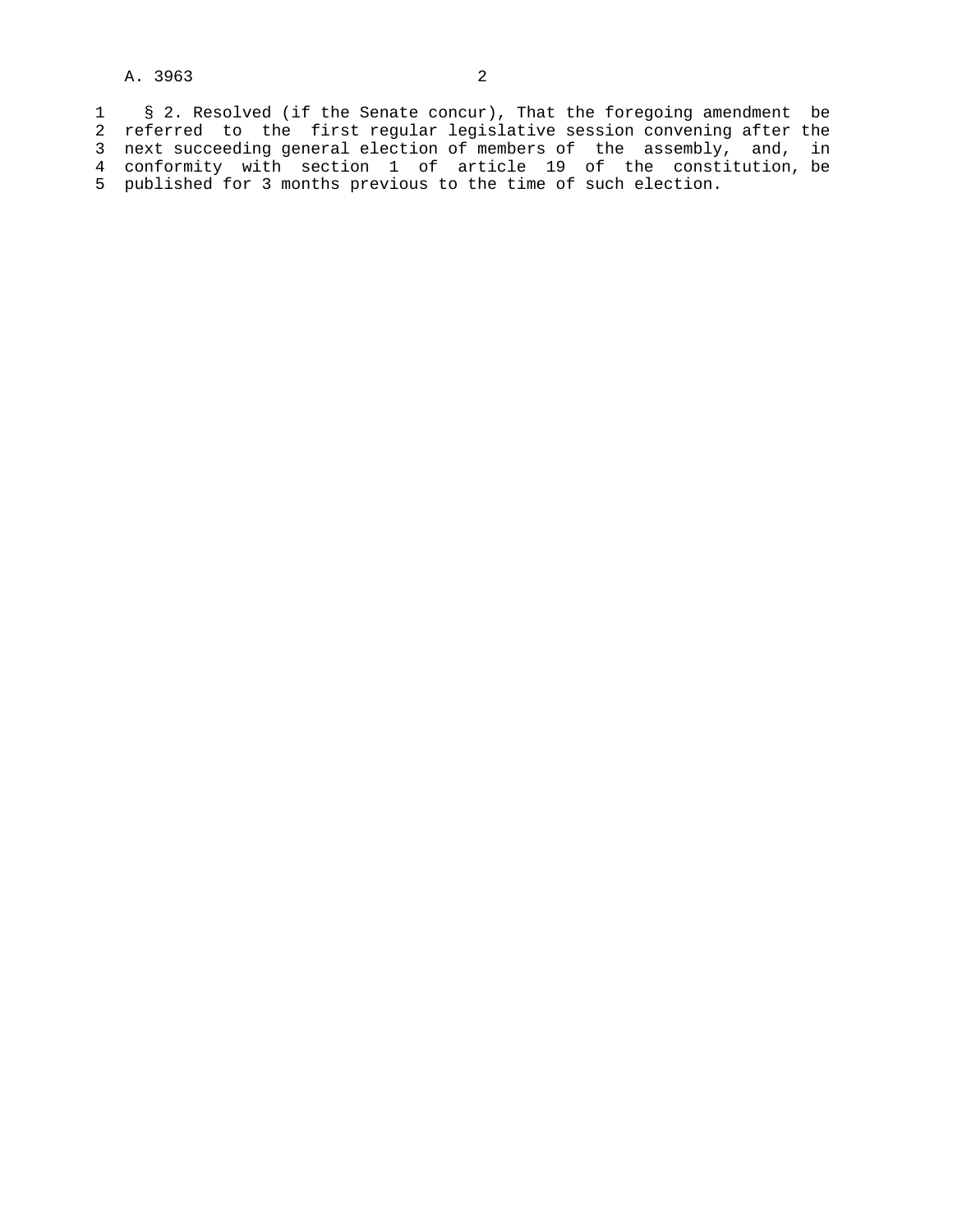§ 2. Resolved (if the Senate concur), That the foregoing amendment be referred to the first regular legislative session convening after the next succeeding general election of members of the assembly, and, in conformity with section 1 of article 19 of the constitution, be published for 3 months previous to the time of such election.